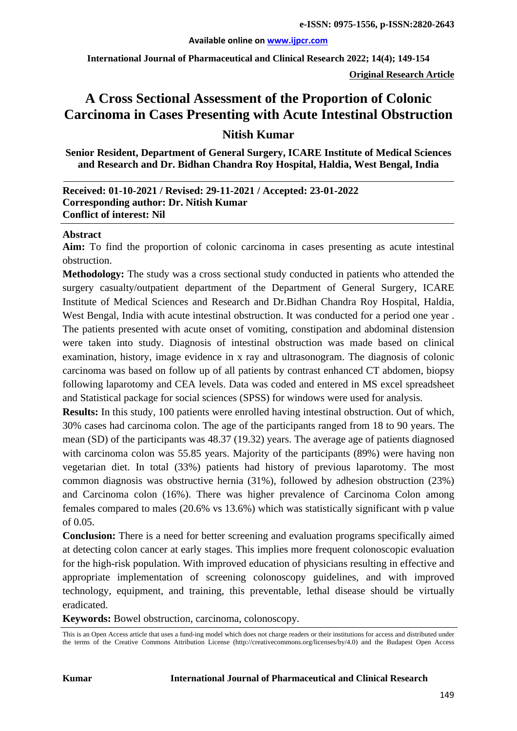e-ISSN: 0975-1556, p-ISSN:2820-2643

Available online on www.ijpcr.com

International Journal of Pharmaceutical and Clinical Research 2022; 14(4); 149-154

**Original Research Article**

# A Cross Sectional Assessment of the Proportion of Colonic Carcinoma in Cases Presenting with Acute Intestinal Obstruction

## Nitish Kumar

**Senior Resident, Department of General Surgery, ICARE Institute of Medical Sciences and Research and Dr. Bidhan Chandra Roy Hospital, Haldia, West Bengal, India**

**Received: 01-10-2021 / Revised: 29-11-2021 / Accepted: 23-01-2022**
**Corresponding author: Dr. Nitish Kumar**
**Conflict of interest: Nil**

### Abstract

**Aim:** To find the proportion of colonic carcinoma in cases presenting as acute intestinal obstruction.

**Methodology:** The study was a cross sectional study conducted in patients who attended the surgery casualty/outpatient department of the Department of General Surgery, ICARE Institute of Medical Sciences and Research and Dr.Bidhan Chandra Roy Hospital, Haldia, West Bengal, India with acute intestinal obstruction. It was conducted for a period one year . The patients presented with acute onset of vomiting, constipation and abdominal distension were taken into study. Diagnosis of intestinal obstruction was made based on clinical examination, history, image evidence in x ray and ultrasonogram. The diagnosis of colonic carcinoma was based on follow up of all patients by contrast enhanced CT abdomen, biopsy following laparotomy and CEA levels. Data was coded and entered in MS excel spreadsheet and Statistical package for social sciences (SPSS) for windows were used for analysis.

**Results:** In this study, 100 patients were enrolled having intestinal obstruction. Out of which, 30% cases had carcinoma colon. The age of the participants ranged from 18 to 90 years. The mean (SD) of the participants was 48.37 (19.32) years. The average age of patients diagnosed with carcinoma colon was 55.85 years. Majority of the participants (89%) were having non vegetarian diet. In total (33%) patients had history of previous laparotomy. The most common diagnosis was obstructive hernia (31%), followed by adhesion obstruction (23%) and Carcinoma colon (16%). There was higher prevalence of Carcinoma Colon among females compared to males (20.6% vs 13.6%) which was statistically significant with p value of 0.05.

**Conclusion:** There is a need for better screening and evaluation programs specifically aimed at detecting colon cancer at early stages. This implies more frequent colonoscopic evaluation for the high-risk population. With improved education of physicians resulting in effective and appropriate implementation of screening colonoscopy guidelines, and with improved technology, equipment, and training, this preventable, lethal disease should be virtually eradicated.

**Keywords:** Bowel obstruction, carcinoma, colonoscopy.

This is an Open Access article that uses a fund-ing model which does not charge readers or their institutions for access and distributed under the terms of the Creative Commons Attribution License (http://creativecommons.org/licenses/by/4.0) and the Budapest Open Access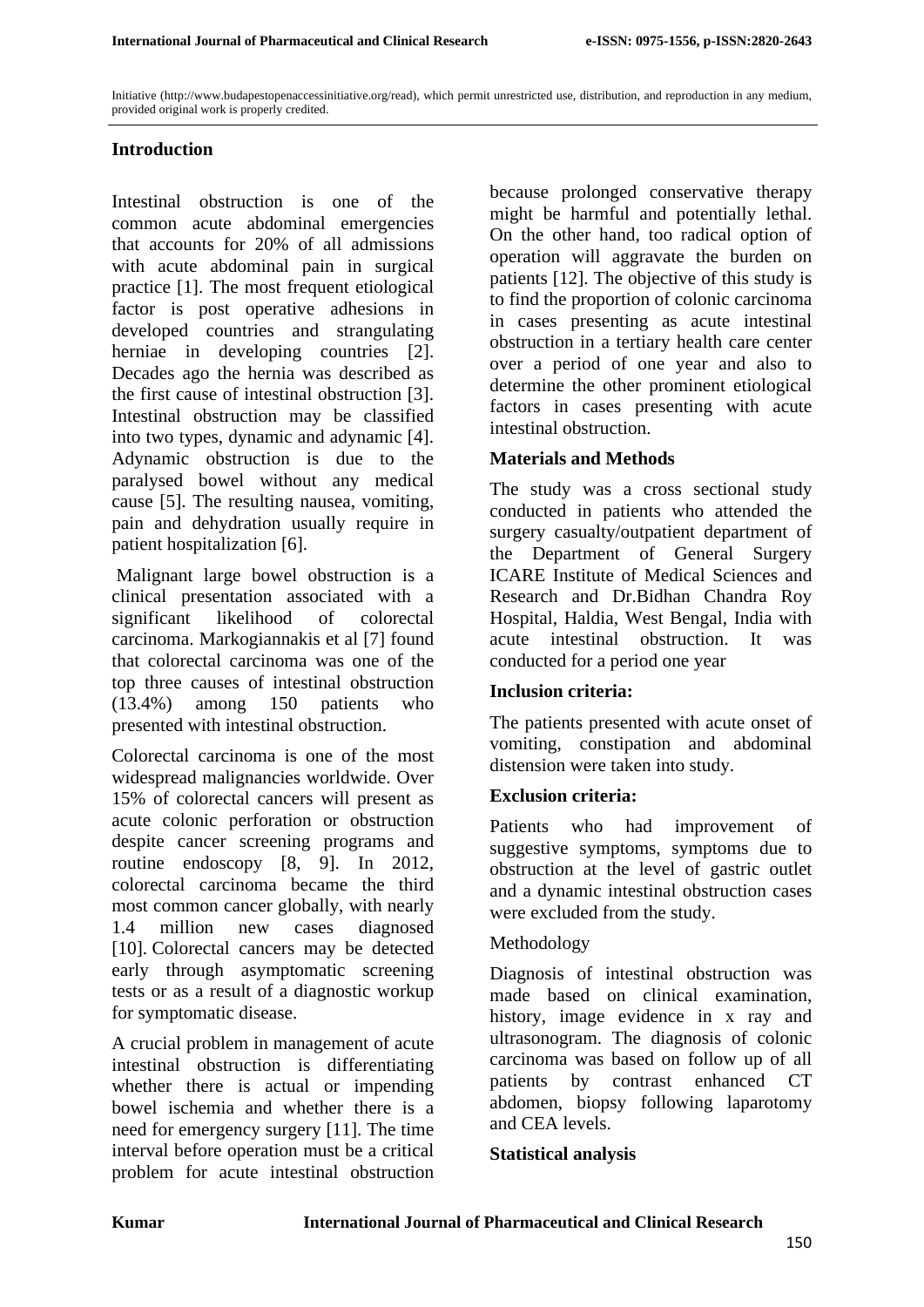Initiative (http://www.budapestopenaccessinitiative.org/read), which permit unrestricted use, distribution, and reproduction in any medium, provided original work is properly credited.

## Introduction

Intestinal obstruction is one of the common acute abdominal emergencies that accounts for 20% of all admissions with acute abdominal pain in surgical practice [1]. The most frequent etiological factor is post operative adhesions in developed countries and strangulating herniae in developing countries [2]. Decades ago the hernia was described as the first cause of intestinal obstruction [3]. Intestinal obstruction may be classified into two types, dynamic and adynamic [4]. Adynamic obstruction is due to the paralysed bowel without any medical cause [5]. The resulting nausea, vomiting, pain and dehydration usually require in patient hospitalization [6].

Malignant large bowel obstruction is a clinical presentation associated with a significant likelihood of colorectal carcinoma. Markogiannakis et al [7] found that colorectal carcinoma was one of the top three causes of intestinal obstruction (13.4%) among 150 patients who presented with intestinal obstruction.

Colorectal carcinoma is one of the most widespread malignancies worldwide. Over 15% of colorectal cancers will present as acute colonic perforation or obstruction despite cancer screening programs and routine endoscopy [8, 9]. In 2012, colorectal carcinoma became the third most common cancer globally, with nearly 1.4 million new cases diagnosed [10]. Colorectal cancers may be detected early through asymptomatic screening tests or as a result of a diagnostic workup for symptomatic disease.

A crucial problem in management of acute intestinal obstruction is differentiating whether there is actual or impending bowel ischemia and whether there is a need for emergency surgery [11]. The time interval before operation must be a critical problem for acute intestinal obstruction because prolonged conservative therapy might be harmful and potentially lethal. On the other hand, too radical option of operation will aggravate the burden on patients [12]. The objective of this study is to find the proportion of colonic carcinoma in cases presenting as acute intestinal obstruction in a tertiary health care center over a period of one year and also to determine the other prominent etiological factors in cases presenting with acute intestinal obstruction.

## Materials and Methods

The study was a cross sectional study conducted in patients who attended the surgery casualty/outpatient department of the Department of General Surgery ICARE Institute of Medical Sciences and Research and Dr.Bidhan Chandra Roy Hospital, Haldia, West Bengal, India with acute intestinal obstruction. It was conducted for a period one year

### Inclusion criteria:

The patients presented with acute onset of vomiting, constipation and abdominal distension were taken into study.

### Exclusion criteria:

Patients who had improvement of suggestive symptoms, symptoms due to obstruction at the level of gastric outlet and a dynamic intestinal obstruction cases were excluded from the study.

### Methodology

Diagnosis of intestinal obstruction was made based on clinical examination, history, image evidence in x ray and ultrasonogram. The diagnosis of colonic carcinoma was based on follow up of all patients by contrast enhanced CT abdomen, biopsy following laparotomy and CEA levels.

### Statistical analysis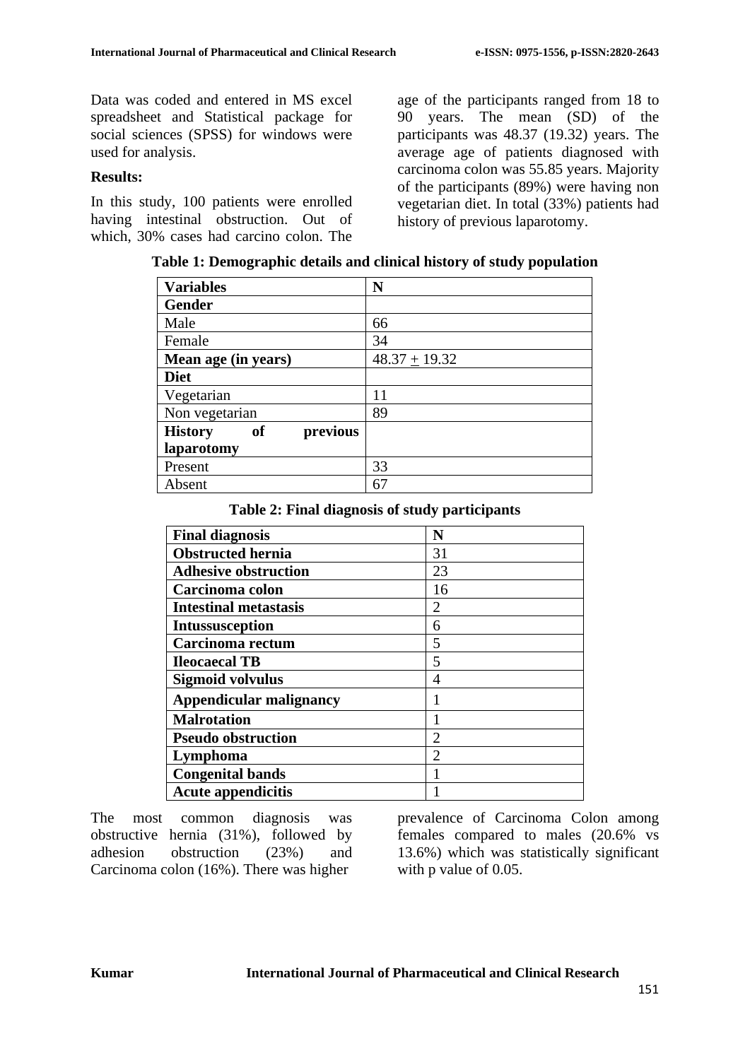Data was coded and entered in MS excel spreadsheet and Statistical package for social sciences (SPSS) for windows were used for analysis.

**Results:**

In this study, 100 patients were enrolled having intestinal obstruction. Out of which, 30% cases had carcino colon. The age of the participants ranged from 18 to 90 years. The mean (SD) of the participants was 48.37 (19.32) years. The average age of patients diagnosed with carcinoma colon was 55.85 years. Majority of the participants (89%) were having non vegetarian diet. In total (33%) patients had history of previous laparotomy.

**Table 1: Demographic details and clinical history of study population**

| **Variables** | **N** |
|---|---|
| **Gender** | |
| Male | 66 |
| Female | 34 |
| **Mean age (in years)** | $48.37 \pm 19.32$ |
| **Diet** | |
| Vegetarian | 11 |
| Non vegetarian | 89 |
| **History of previous laparotomy** | |
| Present | 33 |
| Absent | 67 |

**Table 2: Final diagnosis of study participants**

| **Final diagnosis** | **N** |
|---|---|
| **Obstructed hernia** | 31 |
| **Adhesive obstruction** | 23 |
| **Carcinoma colon** | 16 |
| **Intestinal metastasis** | 2 |
| **Intussusception** | 6 |
| **Carcinoma rectum** | 5 |
| **Ileocaecal TB** | 5 |
| **Sigmoid volvulus** | 4 |
| **Appendicular malignancy** | 1 |
| **Malrotation** | 1 |
| **Pseudo obstruction** | 2 |
| **Lymphoma** | 2 |
| **Congenital bands** | 1 |
| **Acute appendicitis** | 1 |

The most common diagnosis was obstructive hernia (31%), followed by adhesion obstruction (23%) and Carcinoma colon (16%). There was higher prevalence of Carcinoma Colon among females compared to males (20.6% vs 13.6%) which was statistically significant with p value of 0.05.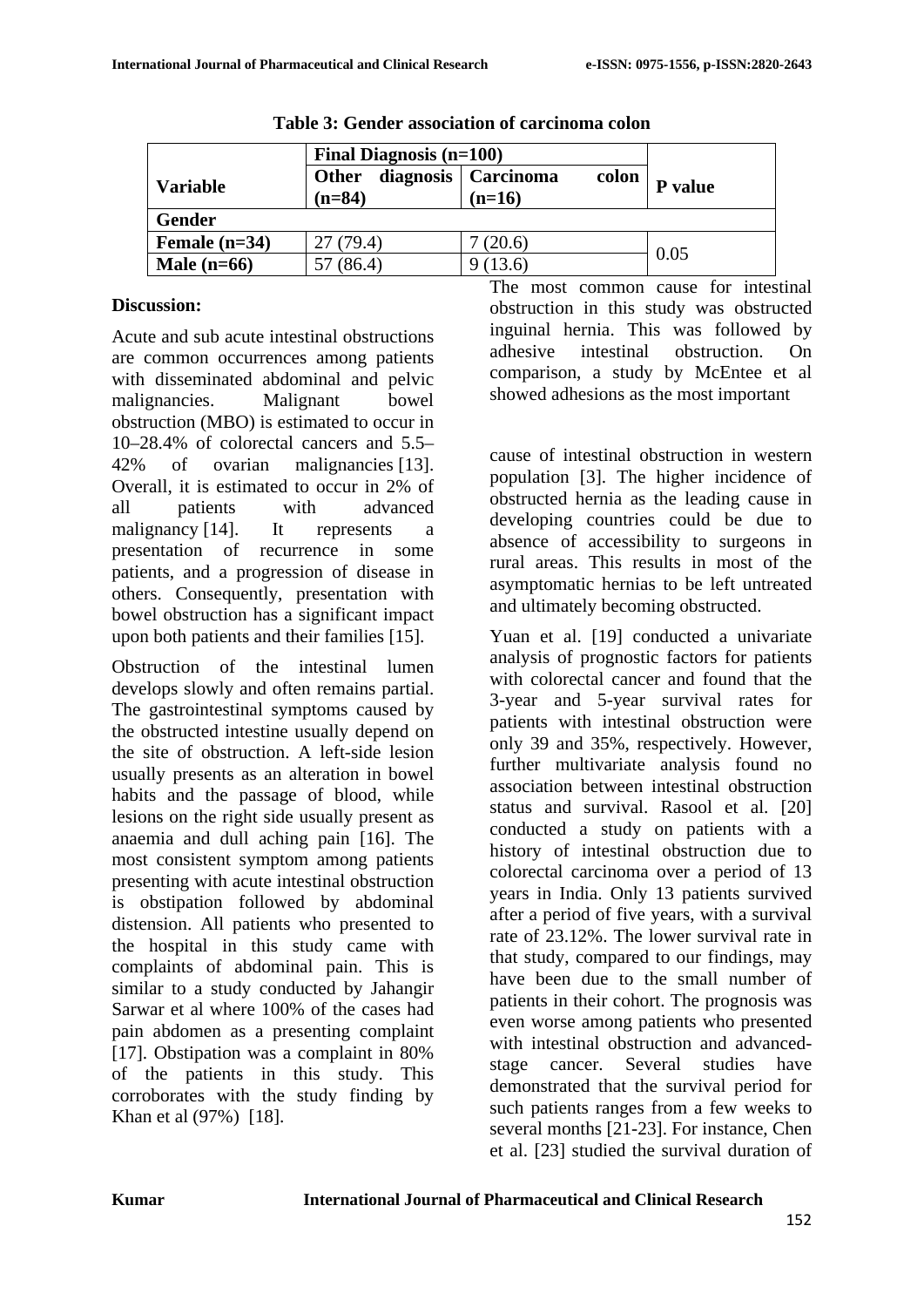**Table 3: Gender association of carcinoma colon**

| Variable | Final Diagnosis (n=100) | | P value |
|---|---|---|---|
| | Other diagnosis (n=84) | Carcinoma colon (n=16) | |
| **Gender** | | | |
| **Female (n=34)** | 27 (79.4) | 7 (20.6) | 0.05 |
| **Male (n=66)** | 57 (86.4) | 9 (13.6) | |

**Discussion:**

Acute and sub acute intestinal obstructions are common occurrences among patients with disseminated abdominal and pelvic malignancies. Malignant bowel obstruction (MBO) is estimated to occur in 10–28.4% of colorectal cancers and 5.5–42% of ovarian malignancies [13]. Overall, it is estimated to occur in 2% of all patients with advanced malignancy [14]. It represents a presentation of recurrence in some patients, and a progression of disease in others. Consequently, presentation with bowel obstruction has a significant impact upon both patients and their families [15].

Obstruction of the intestinal lumen develops slowly and often remains partial. The gastrointestinal symptoms caused by the obstructed intestine usually depend on the site of obstruction. A left-side lesion usually presents as an alteration in bowel habits and the passage of blood, while lesions on the right side usually present as anaemia and dull aching pain [16]. The most consistent symptom among patients presenting with acute intestinal obstruction is obstipation followed by abdominal distension. All patients who presented to the hospital in this study came with complaints of abdominal pain. This is similar to a study conducted by Jahangir Sarwar et al where 100% of the cases had pain abdomen as a presenting complaint [17]. Obstipation was a complaint in 80% of the patients in this study. This corroborates with the study finding by Khan et al (97%) [18].

The most common cause for intestinal obstruction in this study was obstructed inguinal hernia. This was followed by adhesive intestinal obstruction. On comparison, a study by McEntee et al showed adhesions as the most important cause of intestinal obstruction in western population [3]. The higher incidence of obstructed hernia as the leading cause in developing countries could be due to absence of accessibility to surgeons in rural areas. This results in most of the asymptomatic hernias to be left untreated and ultimately becoming obstructed.

Yuan et al. [19] conducted a univariate analysis of prognostic factors for patients with colorectal cancer and found that the 3-year and 5-year survival rates for patients with intestinal obstruction were only 39 and 35%, respectively. However, further multivariate analysis found no association between intestinal obstruction status and survival. Rasool et al. [20] conducted a study on patients with a history of intestinal obstruction due to colorectal carcinoma over a period of 13 years in India. Only 13 patients survived after a period of five years, with a survival rate of 23.12%. The lower survival rate in that study, compared to our findings, may have been due to the small number of patients in their cohort. The prognosis was even worse among patients who presented with intestinal obstruction and advanced-stage cancer. Several studies have demonstrated that the survival period for such patients ranges from a few weeks to several months [21-23]. For instance, Chen et al. [23] studied the survival duration of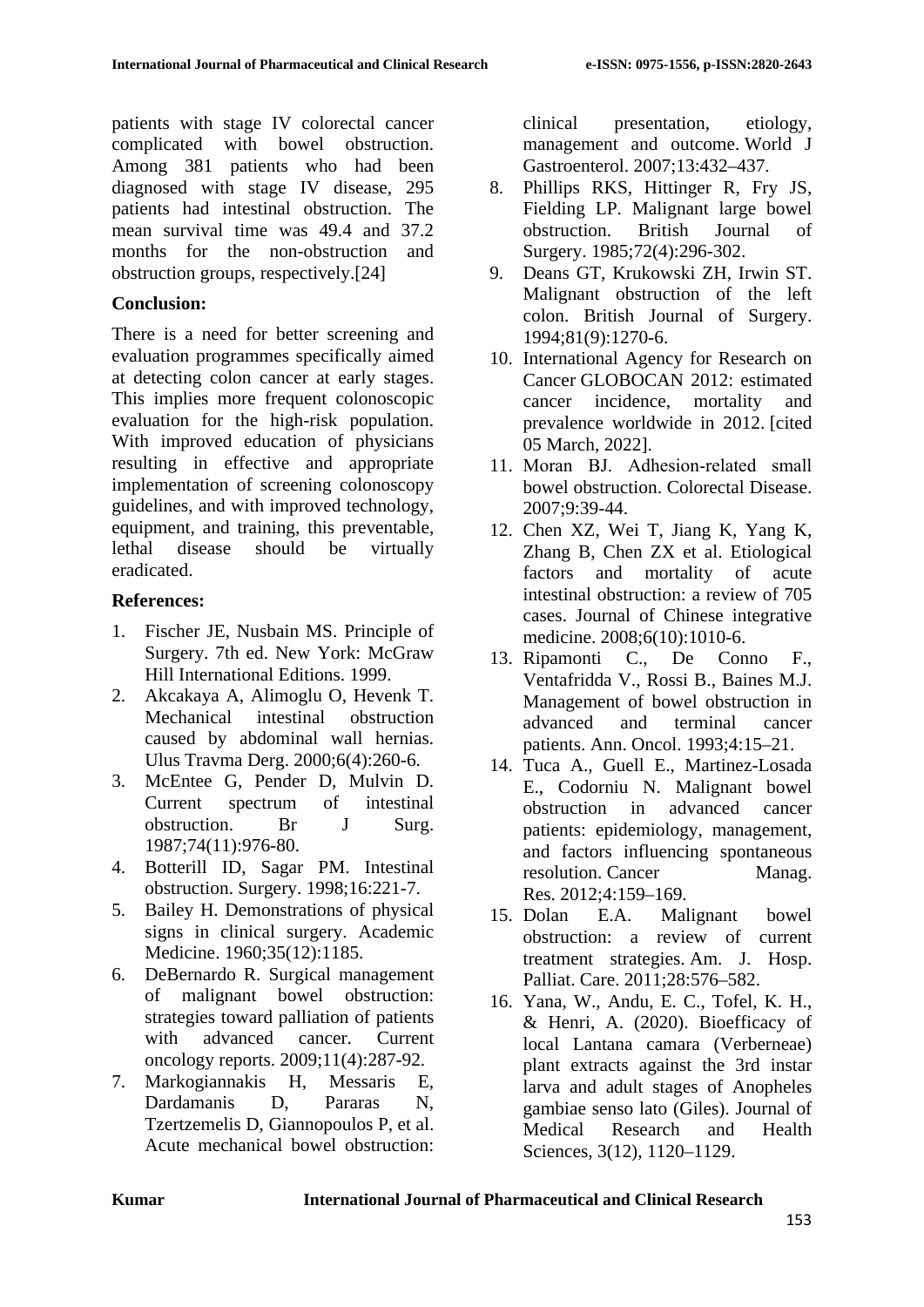patients with stage IV colorectal cancer complicated with bowel obstruction. Among 381 patients who had been diagnosed with stage IV disease, 295 patients had intestinal obstruction. The mean survival time was 49.4 and 37.2 months for the non-obstruction and obstruction groups, respectively.[24]

**Conclusion:**

There is a need for better screening and evaluation programmes specifically aimed at detecting colon cancer at early stages. This implies more frequent colonoscopic evaluation for the high-risk population. With improved education of physicians resulting in effective and appropriate implementation of screening colonoscopy guidelines, and with improved technology, equipment, and training, this preventable, lethal disease should be virtually eradicated.

**References:**

1. Fischer JE, Nusbain MS. Principle of Surgery. 7th ed. New York: McGraw Hill International Editions. 1999.
2. Akcakaya A, Alimoglu O, Hevenk T. Mechanical intestinal obstruction caused by abdominal wall hernias. Ulus Travma Derg. 2000;6(4):260-6.
3. McEntee G, Pender D, Mulvin D. Current spectrum of intestinal obstruction. Br J Surg. 1987;74(11):976-80.
4. Botterill ID, Sagar PM. Intestinal obstruction. Surgery. 1998;16:221-7.
5. Bailey H. Demonstrations of physical signs in clinical surgery. Academic Medicine. 1960;35(12):1185.
6. DeBernardo R. Surgical management of malignant bowel obstruction: strategies toward palliation of patients with advanced cancer. Current oncology reports. 2009;11(4):287-92.
7. Markogiannakis H, Messaris E, Dardamanis D, Pararas N, Tzertzemelis D, Giannopoulos P, et al. Acute mechanical bowel obstruction: clinical presentation, etiology, management and outcome. World J Gastroenterol. 2007;13:432–437.
8. Phillips RKS, Hittinger R, Fry JS, Fielding LP. Malignant large bowel obstruction. British Journal of Surgery. 1985;72(4):296-302.
9. Deans GT, Krukowski ZH, Irwin ST. Malignant obstruction of the left colon. British Journal of Surgery. 1994;81(9):1270-6.
10. International Agency for Research on Cancer GLOBOCAN 2012: estimated cancer incidence, mortality and prevalence worldwide in 2012. [cited 05 March, 2022].
11. Moran BJ. Adhesion-related small bowel obstruction. Colorectal Disease. 2007;9:39-44.
12. Chen XZ, Wei T, Jiang K, Yang K, Zhang B, Chen ZX et al. Etiological factors and mortality of acute intestinal obstruction: a review of 705 cases. Journal of Chinese integrative medicine. 2008;6(10):1010-6.
13. Ripamonti C., De Conno F., Ventafridda V., Rossi B., Baines M.J. Management of bowel obstruction in advanced and terminal cancer patients. Ann. Oncol. 1993;4:15–21.
14. Tuca A., Guell E., Martinez-Losada E., Codorniu N. Malignant bowel obstruction in advanced cancer patients: epidemiology, management, and factors influencing spontaneous resolution. Cancer Manag. Res. 2012;4:159–169.
15. Dolan E.A. Malignant bowel obstruction: a review of current treatment strategies. Am. J. Hosp. Palliat. Care. 2011;28:576–582.
16. Yana, W., Andu, E. C., Tofel, K. H., & Henri, A. (2020). Bioefficacy of local Lantana camara (Verberneae) plant extracts against the 3rd instar larva and adult stages of Anopheles gambiae senso lato (Giles). Journal of Medical Research and Health Sciences, 3(12), 1120–1129.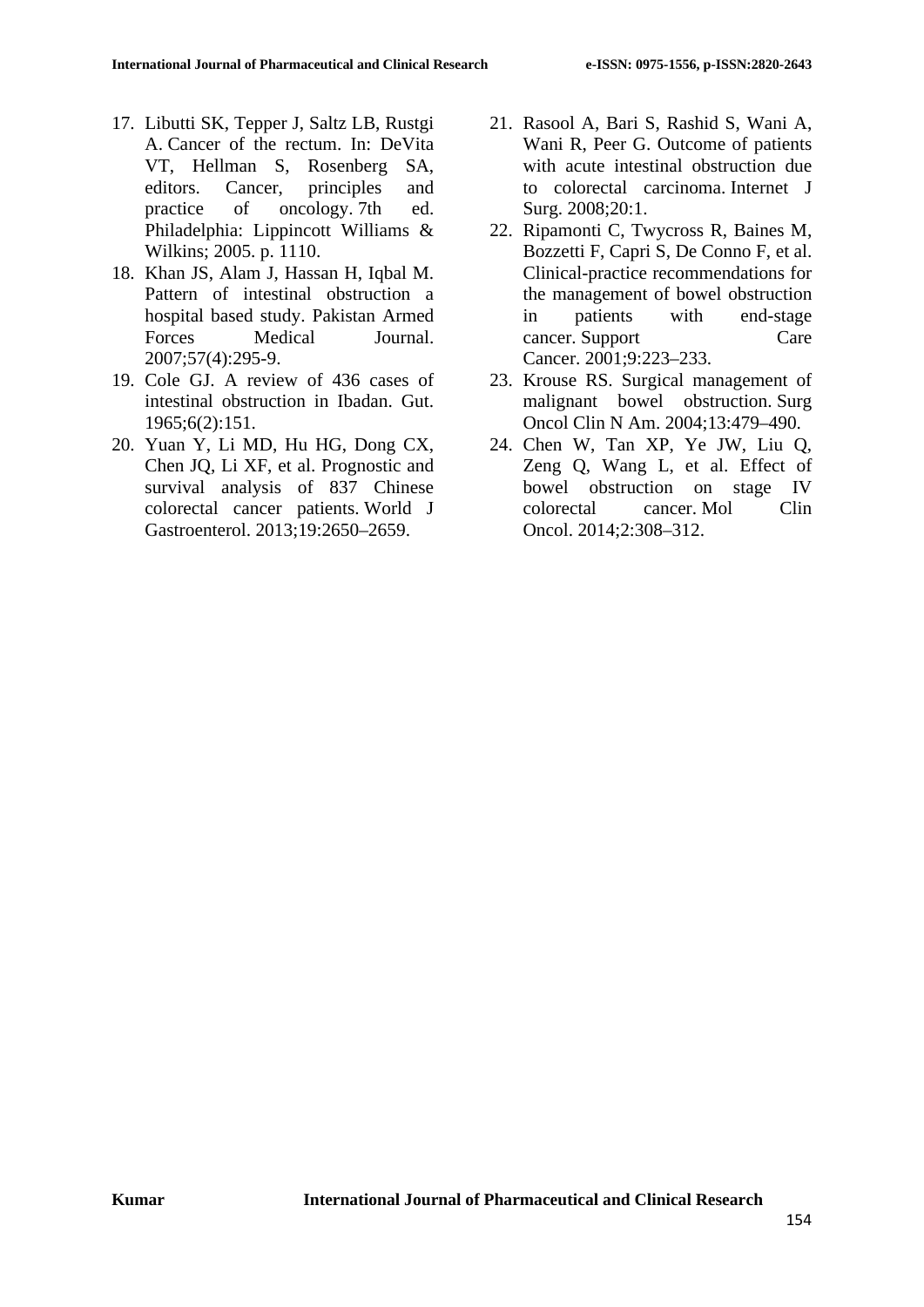17. Libutti SK, Tepper J, Saltz LB, Rustgi A. Cancer of the rectum. In: DeVita VT, Hellman S, Rosenberg SA, editors. Cancer, principles and practice of oncology. 7th ed. Philadelphia: Lippincott Williams & Wilkins; 2005. p. 1110.
18. Khan JS, Alam J, Hassan H, Iqbal M. Pattern of intestinal obstruction a hospital based study. Pakistan Armed Forces Medical Journal. 2007;57(4):295-9.
19. Cole GJ. A review of 436 cases of intestinal obstruction in Ibadan. Gut. 1965;6(2):151.
20. Yuan Y, Li MD, Hu HG, Dong CX, Chen JQ, Li XF, et al. Prognostic and survival analysis of 837 Chinese colorectal cancer patients. World J Gastroenterol. 2013;19:2650–2659.
21. Rasool A, Bari S, Rashid S, Wani A, Wani R, Peer G. Outcome of patients with acute intestinal obstruction due to colorectal carcinoma. Internet J Surg. 2008;20:1.
22. Ripamonti C, Twycross R, Baines M, Bozzetti F, Capri S, De Conno F, et al. Clinical-practice recommendations for the management of bowel obstruction in patients with end-stage cancer. Support Care Cancer. 2001;9:223–233.
23. Krouse RS. Surgical management of malignant bowel obstruction. Surg Oncol Clin N Am. 2004;13:479–490.
24. Chen W, Tan XP, Ye JW, Liu Q, Zeng Q, Wang L, et al. Effect of bowel obstruction on stage IV colorectal cancer. Mol Clin Oncol. 2014;2:308–312.